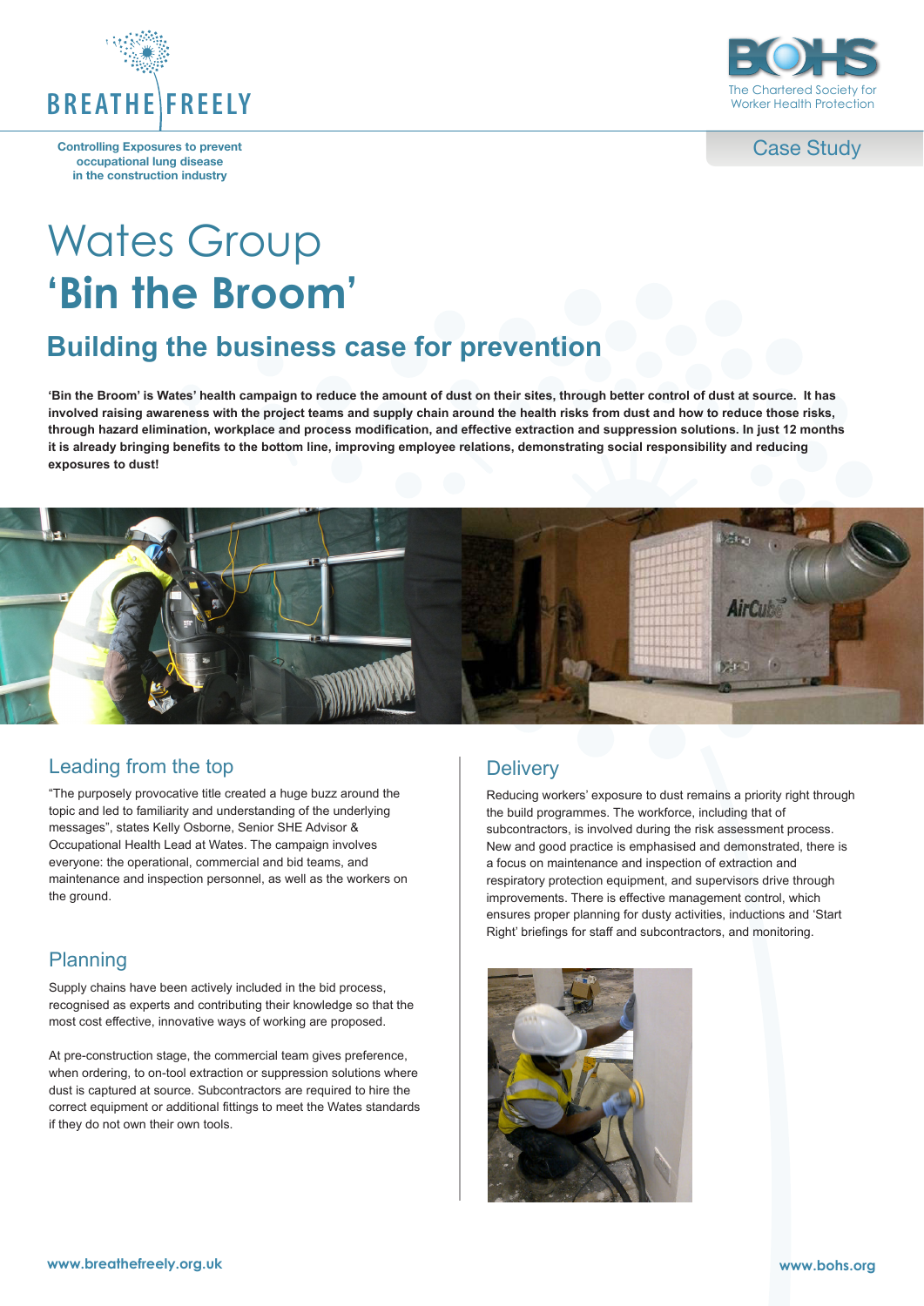BREATHE FREELY

Controlling Exposures to prevent occupational lung disease in the construction industry

BOHS The Chartered Society for Worker Health Protection

Case Study

# Wates Group
# 'Bin the Broom'

## Building the business case for prevention

**'Bin the Broom' is Wates' health campaign to reduce the amount of dust on their sites, through better control of dust at source. It has involved raising awareness with the project teams and supply chain around the health risks from dust and how to reduce those risks, through hazard elimination, workplace and process modification, and effective extraction and suppression solutions. In just 12 months it is already bringing benefits to the bottom line, improving employee relations, demonstrating social responsibility and reducing exposures to dust!**

### Leading from the top

"The purposely provocative title created a huge buzz around the topic and led to familiarity and understanding of the underlying messages", states Kelly Osborne, Senior SHE Advisor & Occupational Health Lead at Wates. The campaign involves everyone: the operational, commercial and bid teams, and maintenance and inspection personnel, as well as the workers on the ground.

### Planning

Supply chains have been actively included in the bid process, recognised as experts and contributing their knowledge so that the most cost effective, innovative ways of working are proposed.

At pre-construction stage, the commercial team gives preference, when ordering, to on-tool extraction or suppression solutions where dust is captured at source. Subcontractors are required to hire the correct equipment or additional fittings to meet the Wates standards if they do not own their own tools.

### Delivery

Reducing workers' exposure to dust remains a priority right through the build programmes. The workforce, including that of subcontractors, is involved during the risk assessment process. New and good practice is emphasised and demonstrated, there is a focus on maintenance and inspection of extraction and respiratory protection equipment, and supervisors drive through improvements. There is effective management control, which ensures proper planning for dusty activities, inductions and 'Start Right' briefings for staff and subcontractors, and monitoring.

www.breathefreely.org.uk

www.bohs.org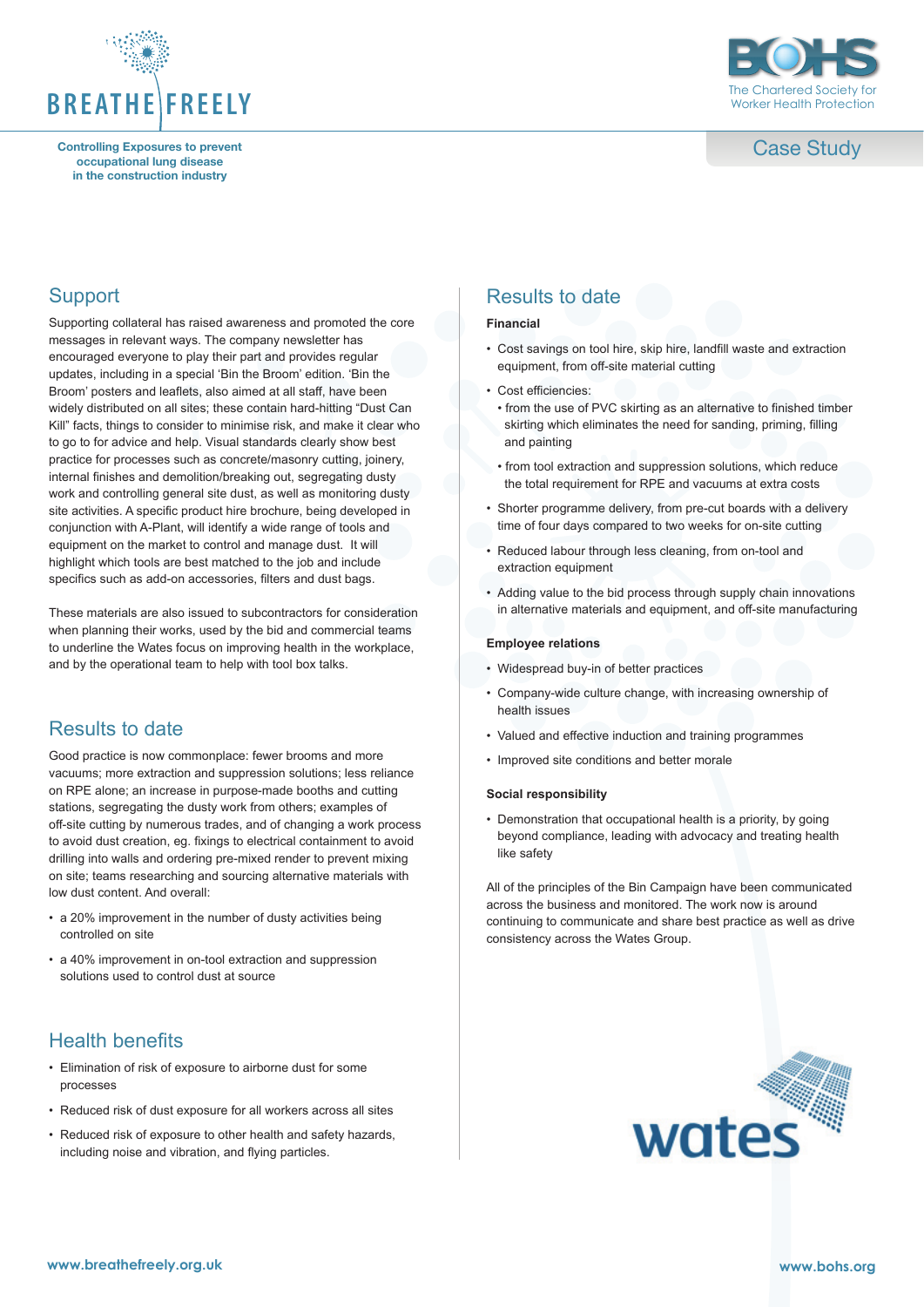## Support

Supporting collateral has raised awareness and promoted the core messages in relevant ways. The company newsletter has encouraged everyone to play their part and provides regular updates, including in a special 'Bin the Broom' edition. 'Bin the Broom' posters and leaflets, also aimed at all staff, have been widely distributed on all sites; these contain hard-hitting "Dust Can Kill" facts, things to consider to minimise risk, and make it clear who to go to for advice and help. Visual standards clearly show best practice for processes such as concrete/masonry cutting, joinery, internal finishes and demolition/breaking out, segregating dusty work and controlling general site dust, as well as monitoring dusty site activities. A specific product hire brochure, being developed in conjunction with A-Plant, will identify a wide range of tools and equipment on the market to control and manage dust. It will highlight which tools are best matched to the job and include specifics such as add-on accessories, filters and dust bags.

These materials are also issued to subcontractors for consideration when planning their works, used by the bid and commercial teams to underline the Wates focus on improving health in the workplace, and by the operational team to help with tool box talks.

## Results to date

Good practice is now commonplace: fewer brooms and more vacuums; more extraction and suppression solutions; less reliance on RPE alone; an increase in purpose-made booths and cutting stations, segregating the dusty work from others; examples of off-site cutting by numerous trades, and of changing a work process to avoid dust creation, eg. fixings to electrical containment to avoid drilling into walls and ordering pre-mixed render to prevent mixing on site; teams researching and sourcing alternative materials with low dust content. And overall:

- a 20% improvement in the number of dusty activities being controlled on site
- a 40% improvement in on-tool extraction and suppression solutions used to control dust at source

## Health benefits

- Elimination of risk of exposure to airborne dust for some processes
- Reduced risk of dust exposure for all workers across all sites
- Reduced risk of exposure to other health and safety hazards, including noise and vibration, and flying particles.

## Results to date

**Financial**

- Cost savings on tool hire, skip hire, landfill waste and extraction equipment, from off-site material cutting
- Cost efficiencies:
  - from the use of PVC skirting as an alternative to finished timber skirting which eliminates the need for sanding, priming, filling and painting
  - from tool extraction and suppression solutions, which reduce the total requirement for RPE and vacuums at extra costs
- Shorter programme delivery, from pre-cut boards with a delivery time of four days compared to two weeks for on-site cutting
- Reduced labour through less cleaning, from on-tool and extraction equipment
- Adding value to the bid process through supply chain innovations in alternative materials and equipment, and off-site manufacturing

**Employee relations**

- Widespread buy-in of better practices
- Company-wide culture change, with increasing ownership of health issues
- Valued and effective induction and training programmes
- Improved site conditions and better morale

**Social responsibility**

- Demonstration that occupational health is a priority, by going beyond compliance, leading with advocacy and treating health like safety

All of the principles of the Bin Campaign have been communicated across the business and monitored. The work now is around continuing to communicate and share best practice as well as drive consistency across the Wates Group.